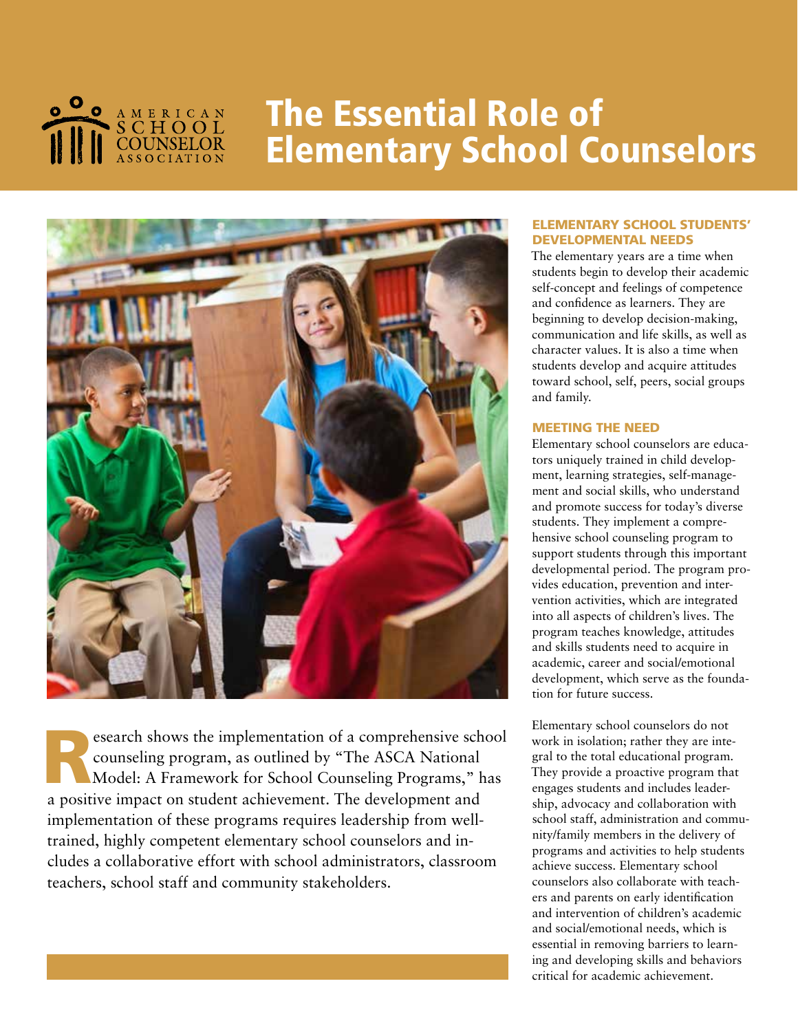AMERICAN SCHOOL COUNSELOR ASSOCIATION

# The Essential Role of Elementary School Counselors

Research shows the implementation of a comprehensive school counseling program, as outlined by "The ASCA National Model: A Framework for School Counseling Programs," has a positive impact on student achievement. The development and implementation of these programs requires leadership from well-trained, highly competent elementary school counselors and includes a collaborative effort with school administrators, classroom teachers, school staff and community stakeholders.

## ELEMENTARY SCHOOL STUDENTS' DEVELOPMENTAL NEEDS

The elementary years are a time when students begin to develop their academic self-concept and feelings of competence and confidence as learners. They are beginning to develop decision-making, communication and life skills, as well as character values. It is also a time when students develop and acquire attitudes toward school, self, peers, social groups and family.

## MEETING THE NEED

Elementary school counselors are educators uniquely trained in child development, learning strategies, self-management and social skills, who understand and promote success for today's diverse students. They implement a comprehensive school counseling program to support students through this important developmental period. The program provides education, prevention and intervention activities, which are integrated into all aspects of children's lives. The program teaches knowledge, attitudes and skills students need to acquire in academic, career and social/emotional development, which serve as the foundation for future success.

Elementary school counselors do not work in isolation; rather they are integral to the total educational program. They provide a proactive program that engages students and includes leadership, advocacy and collaboration with school staff, administration and community/family members in the delivery of programs and activities to help students achieve success. Elementary school counselors also collaborate with teachers and parents on early identification and intervention of children's academic and social/emotional needs, which is essential in removing barriers to learning and developing skills and behaviors critical for academic achievement.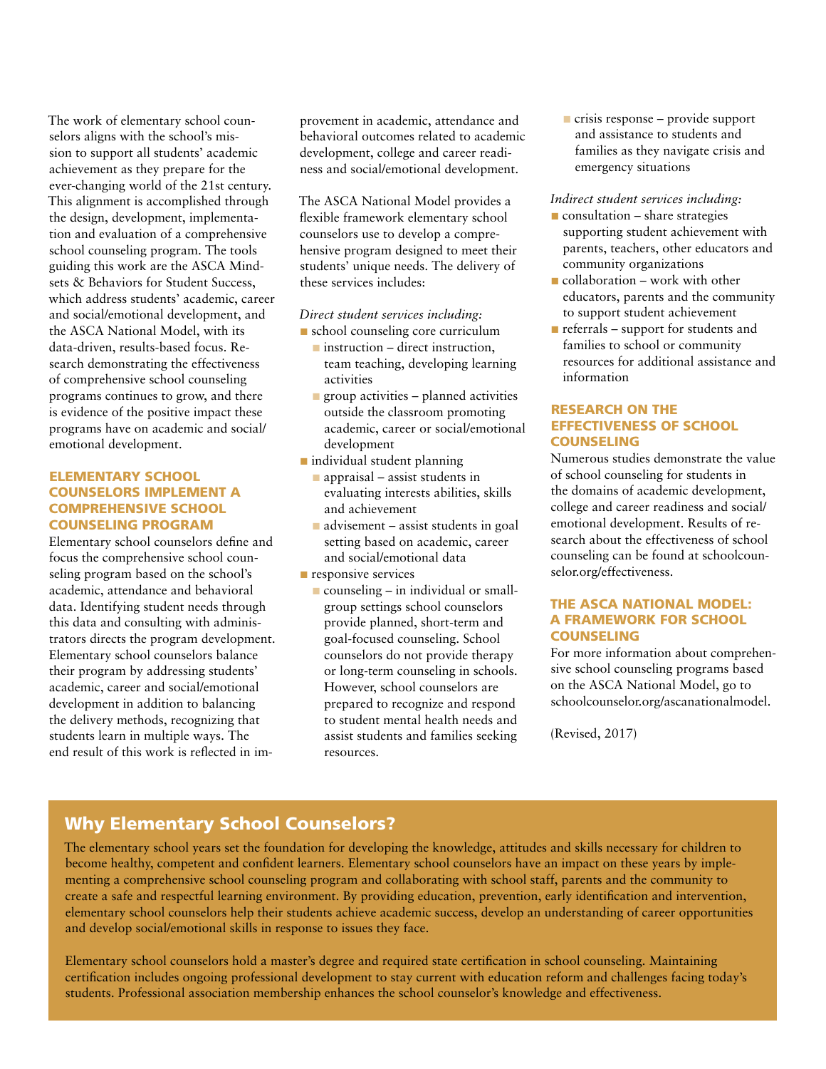The work of elementary school counselors aligns with the school's mission to support all students' academic achievement as they prepare for the ever-changing world of the 21st century. This alignment is accomplished through the design, development, implementation and evaluation of a comprehensive school counseling program. The tools guiding this work are the ASCA Mindsets & Behaviors for Student Success, which address students' academic, career and social/emotional development, and the ASCA National Model, with its data-driven, results-based focus. Research demonstrating the effectiveness of comprehensive school counseling programs continues to grow, and there is evidence of the positive impact these programs have on academic and social/emotional development.

## ELEMENTARY SCHOOL COUNSELORS IMPLEMENT A COMPREHENSIVE SCHOOL COUNSELING PROGRAM

Elementary school counselors define and focus the comprehensive school counseling program based on the school's academic, attendance and behavioral data. Identifying student needs through this data and consulting with administrators directs the program development. Elementary school counselors balance their program by addressing students' academic, career and social/emotional development in addition to balancing the delivery methods, recognizing that students learn in multiple ways. The end result of this work is reflected in improvement in academic, attendance and behavioral outcomes related to academic development, college and career readiness and social/emotional development.

The ASCA National Model provides a flexible framework elementary school counselors use to develop a comprehensive program designed to meet their students' unique needs. The delivery of these services includes:

*Direct student services including:*

- school counseling core curriculum
  - instruction – direct instruction, team teaching, developing learning activities
  - group activities – planned activities outside the classroom promoting academic, career or social/emotional development
- individual student planning
  - appraisal – assist students in evaluating interests abilities, skills and achievement
  - advisement – assist students in goal setting based on academic, career and social/emotional data
- responsive services
  - counseling – in individual or small-group settings school counselors provide planned, short-term and goal-focused counseling. School counselors do not provide therapy or long-term counseling in schools. However, school counselors are prepared to recognize and respond to student mental health needs and assist students and families seeking resources.
  - crisis response – provide support and assistance to students and families as they navigate crisis and emergency situations

*Indirect student services including:*

- consultation – share strategies supporting student achievement with parents, teachers, other educators and community organizations
- collaboration – work with other educators, parents and the community to support student achievement
- referrals – support for students and families to school or community resources for additional assistance and information

## RESEARCH ON THE EFFECTIVENESS OF SCHOOL COUNSELING

Numerous studies demonstrate the value of school counseling for students in the domains of academic development, college and career readiness and social/emotional development. Results of research about the effectiveness of school counseling can be found at schoolcounselor.org/effectiveness.

## THE ASCA NATIONAL MODEL: A FRAMEWORK FOR SCHOOL COUNSELING

For more information about comprehensive school counseling programs based on the ASCA National Model, go to schoolcounselor.org/ascanationalmodel.

(Revised, 2017)

## Why Elementary School Counselors?

The elementary school years set the foundation for developing the knowledge, attitudes and skills necessary for children to become healthy, competent and confident learners. Elementary school counselors have an impact on these years by implementing a comprehensive school counseling program and collaborating with school staff, parents and the community to create a safe and respectful learning environment. By providing education, prevention, early identification and intervention, elementary school counselors help their students achieve academic success, develop an understanding of career opportunities and develop social/emotional skills in response to issues they face.

Elementary school counselors hold a master's degree and required state certification in school counseling. Maintaining certification includes ongoing professional development to stay current with education reform and challenges facing today's students. Professional association membership enhances the school counselor's knowledge and effectiveness.